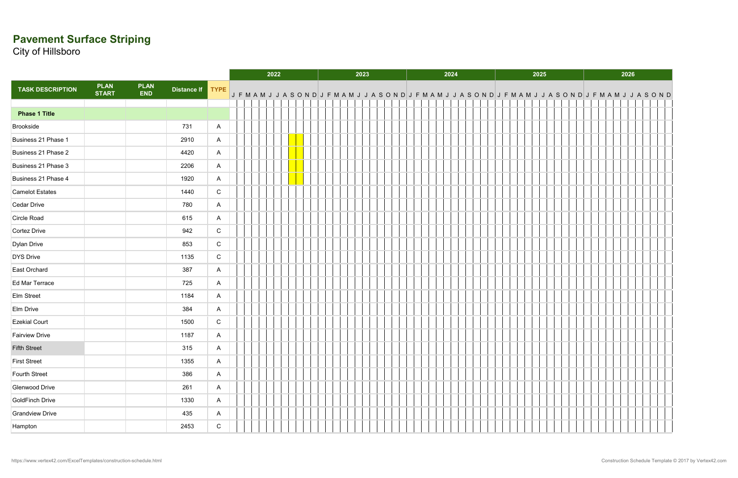# Pavement Surface Striping

City of Hillsboro

| TASK DESCRIPTION | PLAN START | PLAN END | Distance lf | TYPE |
|---|---|---|---|---|
| | | | | |
| **Phase 1 Title** | | | | |
| Brookside | | | 731 | A |
| Business 21 Phase 1 | | | 2910 | A |
| Business 21 Phase 2 | | | 4420 | A |
| Business 21 Phase 3 | | | 2206 | A |
| Business 21 Phase 4 | | | 1920 | A |
| Camelot Estates | | | 1440 | C |
| Cedar Drive | | | 780 | A |
| Circle Road | | | 615 | A |
| Cortez Drive | | | 942 | C |
| Dylan Drive | | | 853 | C |
| DYS Drive | | | 1135 | C |
| East Orchard | | | 387 | A |
| Ed Mar Terrace | | | 725 | A |
| Elm Street | | | 1184 | A |
| Elm Drive | | | 384 | A |
| Ezekial Court | | | 1500 | C |
| Fairview Drive | | | 1187 | A |
| Fifth Street | | | 315 | A |
| First Street | | | 1355 | A |
| Fourth Street | | | 386 | A |
| Glenwood Drive | | | 261 | A |
| GoldFinch Drive | | | 1330 | A |
| Grandview Drive | | | 435 | A |
| Hampton | | | 2453 | C |

Timeline: 2022, 2023, 2024, 2025, 2026 (J F M A M J J A S O N D for each year). Business 21 Phase 1–4 are highlighted in September–October 2022.

https://www.vertex42.com/ExcelTemplates/construction-schedule.html

Construction Schedule Template © 2017 by Vertex42.com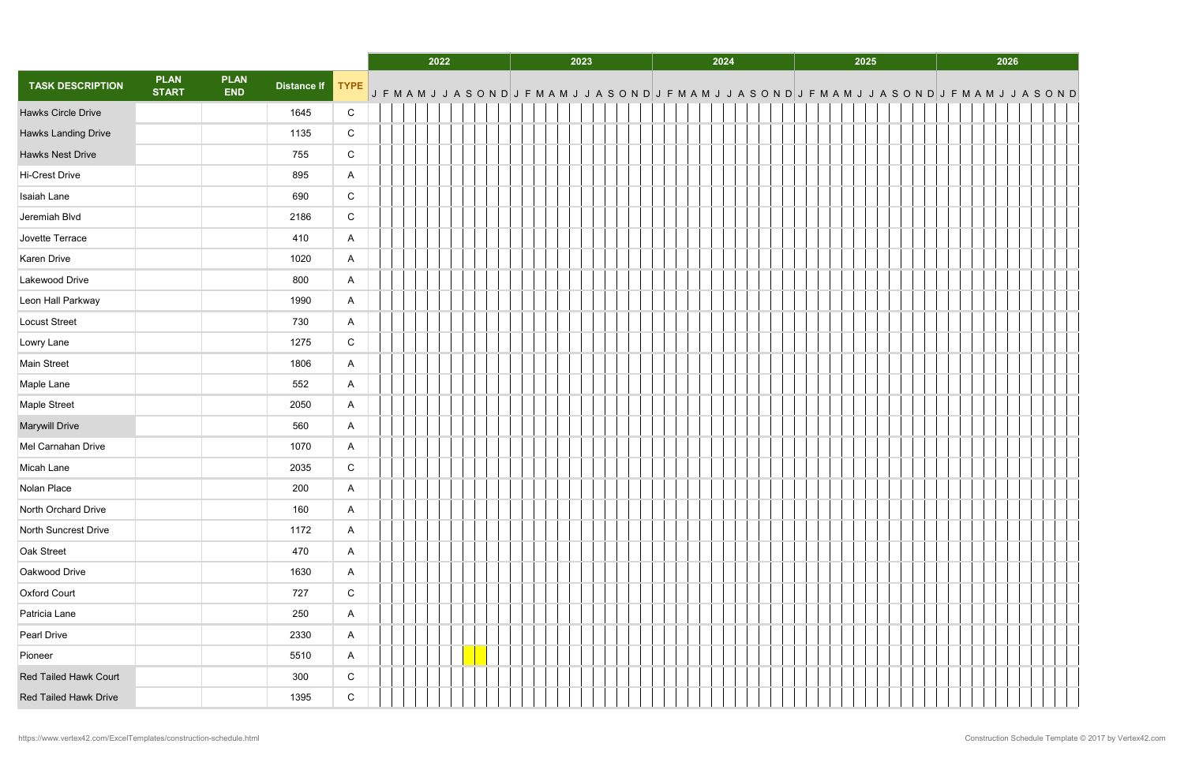| TASK DESCRIPTION | PLAN START | PLAN END | Distance lf | TYPE |
|---|---|---|---|---|
| Hawks Circle Drive | | | 1645 | C |
| Hawks Landing Drive | | | 1135 | C |
| Hawks Nest Drive | | | 755 | C |
| Hi-Crest Drive | | | 895 | A |
| Isaiah Lane | | | 690 | C |
| Jeremiah Blvd | | | 2186 | C |
| Jovette Terrace | | | 410 | A |
| Karen Drive | | | 1020 | A |
| Lakewood Drive | | | 800 | A |
| Leon Hall Parkway | | | 1990 | A |
| Locust Street | | | 730 | A |
| Lowry Lane | | | 1275 | C |
| Main Street | | | 1806 | A |
| Maple Lane | | | 552 | A |
| Maple Street | | | 2050 | A |
| Marywill Drive | | | 560 | A |
| Mel Carnahan Drive | | | 1070 | A |
| Micah Lane | | | 2035 | C |
| Nolan Place | | | 200 | A |
| North Orchard Drive | | | 160 | A |
| North Suncrest Drive | | | 1172 | A |
| Oak Street | | | 470 | A |
| Oakwood Drive | | | 1630 | A |
| Oxford Court | | | 727 | C |
| Patricia Lane | | | 250 | A |
| Pearl Drive | | | 2330 | A |
| Pioneer | | | 5510 | A |
| Red Tailed Hawk Court | | | 300 | C |
| Red Tailed Hawk Drive | | | 1395 | C |

https://www.vertex42.com/ExcelTemplates/construction-schedule.html

Construction Schedule Template © 2017 by Vertex42.com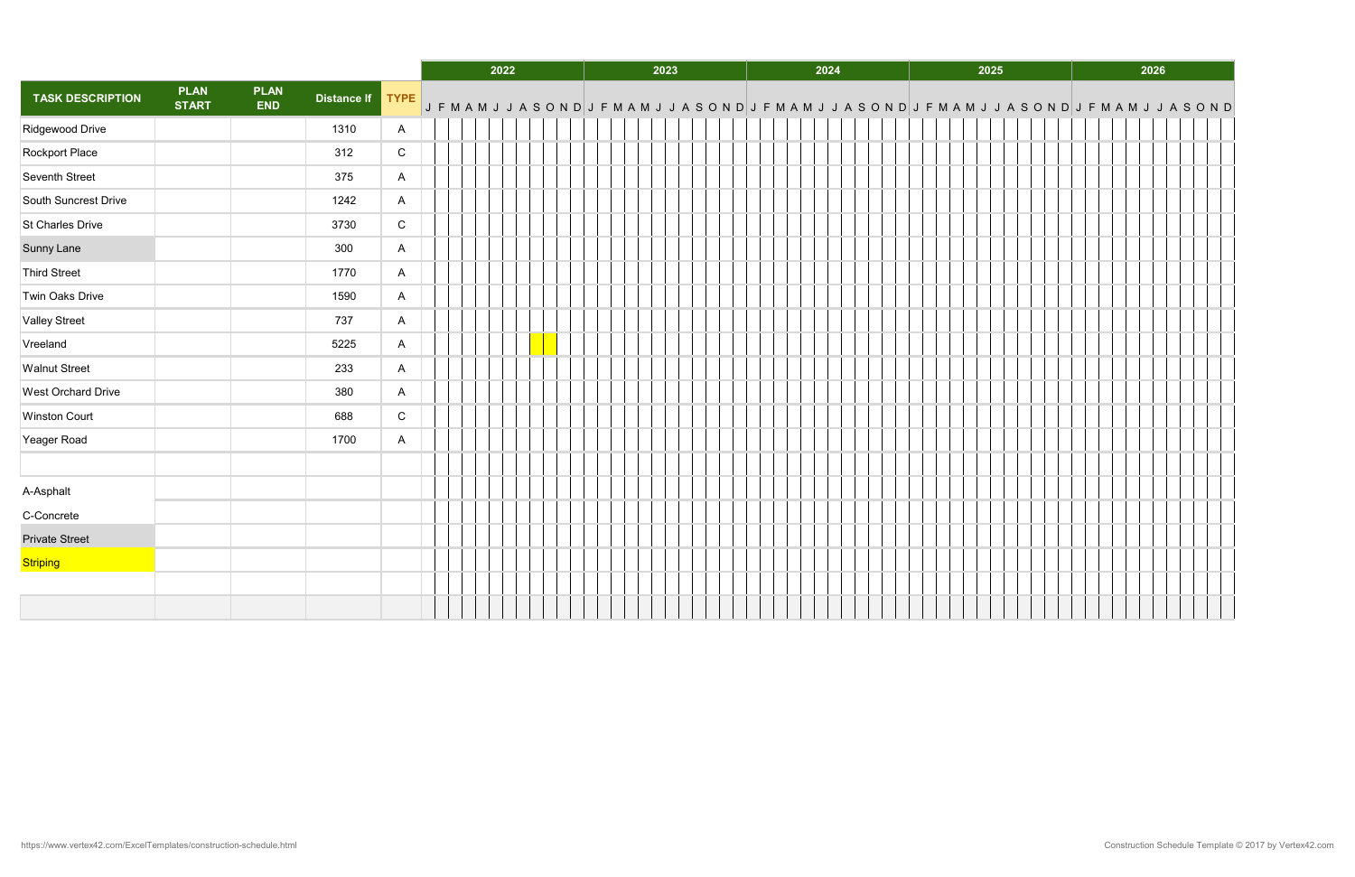| TASK DESCRIPTION | PLAN START | PLAN END | Distance lf | TYPE | 2022 | 2023 | 2024 | 2025 | 2026 |
|---|---|---|---|---|---|---|---|---|---|
| | | | | | J F M A M J J A S O N D | J F M A M J J A S O N D | J F M A M J J A S O N D | J F M A M J J A S O N D | J F M A M J J A S O N D |
| Ridgewood Drive | | | 1310 | A | | | | | |
| Rockport Place | | | 312 | C | | | | | |
| Seventh Street | | | 375 | A | | | | | |
| South Suncrest Drive | | | 1242 | A | | | | | |
| St Charles Drive | | | 3730 | C | | | | | |
| Sunny Lane | | | 300 | A | | | | | |
| Third Street | | | 1770 | A | | | | | |
| Twin Oaks Drive | | | 1590 | A | | | | | |
| Valley Street | | | 737 | A | | | | | |
| Vreeland | | | 5225 | A | | | | | |
| Walnut Street | | | 233 | A | | | | | |
| West Orchard Drive | | | 380 | A | | | | | |
| Winston Court | | | 688 | C | | | | | |
| Yeager Road | | | 1700 | A | | | | | |
| | | | | | | | | | |
| A-Asphalt | | | | | | | | | |
| C-Concrete | | | | | | | | | |
| Private Street | | | | | | | | | |
| Striping | | | | | | | | | |
| | | | | | | | | | |
| | | | | | | | | | |

https://www.vertex42.com/ExcelTemplates/construction-schedule.html

Construction Schedule Template © 2017 by Vertex42.com